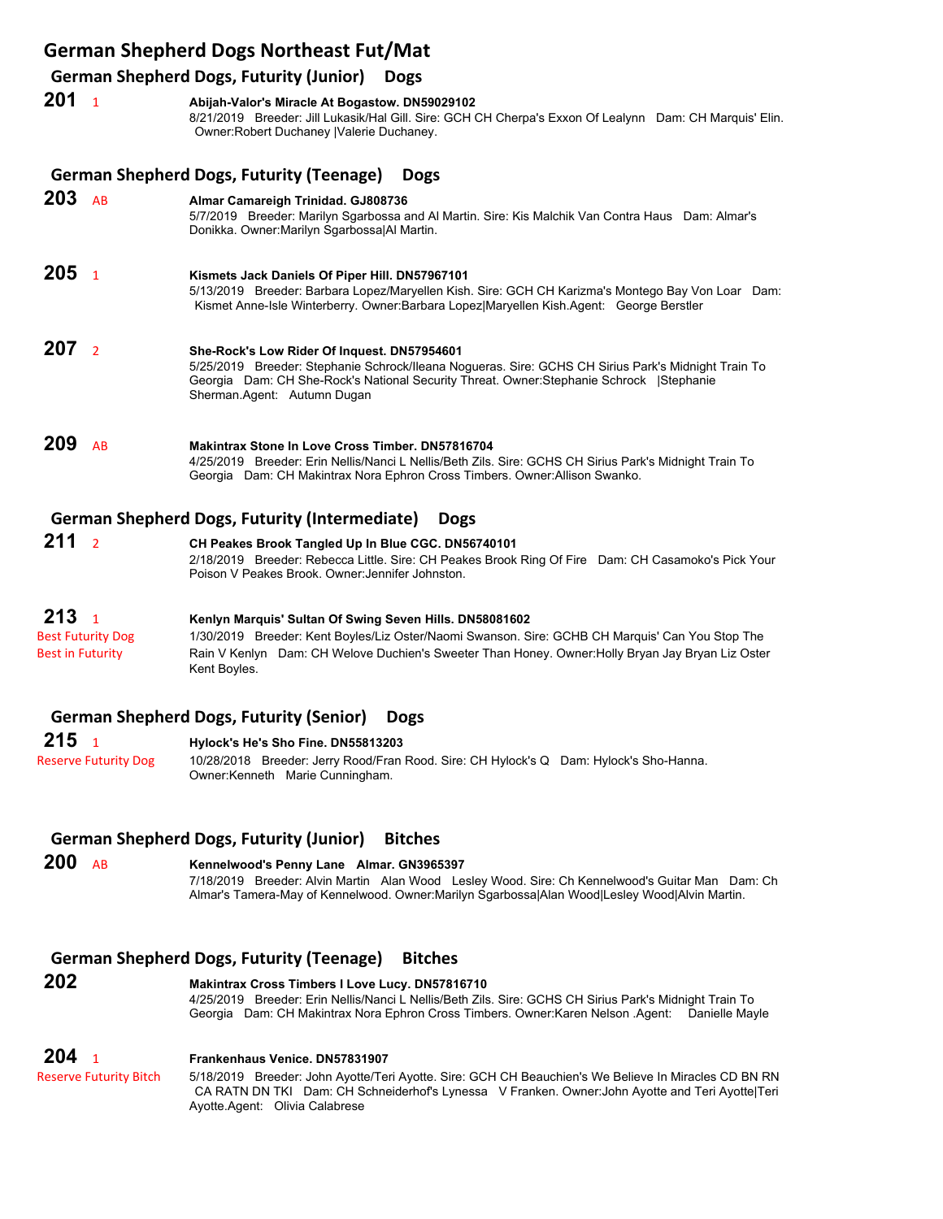# German Shepherd Dogs Northeast Fut/Mat

## German Shepherd Dogs, Futurity (Junior) Dogs

**201** 1 **Abijah-Valor's Miracle At Bogastow. DN59029102**
8/21/2019 Breeder: Jill Lukasik/Hal Gill. Sire: GCH CH Cherpa's Exxon Of Lealynn Dam: CH Marquis' Elin. Owner:Robert Duchaney |Valerie Duchaney.

## German Shepherd Dogs, Futurity (Teenage) Dogs

**203** AB **Almar Camareigh Trinidad. GJ808736**
5/7/2019 Breeder: Marilyn Sgarbossa and Al Martin. Sire: Kis Malchik Van Contra Haus Dam: Almar's Donikka. Owner:Marilyn Sgarbossa|Al Martin.

**205** 1 **Kismets Jack Daniels Of Piper Hill. DN57967101**
5/13/2019 Breeder: Barbara Lopez/Maryellen Kish. Sire: GCH CH Karizma's Montego Bay Von Loar Dam: Kismet Anne-Isle Winterberry. Owner:Barbara Lopez|Maryellen Kish.Agent: George Berstler

**207** 2 **She-Rock's Low Rider Of Inquest. DN57954601**
5/25/2019 Breeder: Stephanie Schrock/Ileana Nogueras. Sire: GCHS CH Sirius Park's Midnight Train To Georgia Dam: CH She-Rock's National Security Threat. Owner:Stephanie Schrock |Stephanie Sherman.Agent: Autumn Dugan

**209** AB **Makintrax Stone In Love Cross Timber. DN57816704**
4/25/2019 Breeder: Erin Nellis/Nanci L Nellis/Beth Zils. Sire: GCHS CH Sirius Park's Midnight Train To Georgia Dam: CH Makintrax Nora Ephron Cross Timbers. Owner:Allison Swanko.

## German Shepherd Dogs, Futurity (Intermediate) Dogs

**211** 2 **CH Peakes Brook Tangled Up In Blue CGC. DN56740101**
2/18/2019 Breeder: Rebecca Little. Sire: CH Peakes Brook Ring Of Fire Dam: CH Casamoko's Pick Your Poison V Peakes Brook. Owner:Jennifer Johnston.

**213** 1 **Kenlyn Marquis' Sultan Of Swing Seven Hills. DN58081602**
Best Futurity Dog
Best in Futurity
1/30/2019 Breeder: Kent Boyles/Liz Oster/Naomi Swanson. Sire: GCHB CH Marquis' Can You Stop The Rain V Kenlyn Dam: CH Welove Duchien's Sweeter Than Honey. Owner:Holly Bryan Jay Bryan Liz Oster Kent Boyles.

## German Shepherd Dogs, Futurity (Senior) Dogs

**215** 1 **Hylock's He's Sho Fine. DN55813203**
Reserve Futurity Dog
10/28/2018 Breeder: Jerry Rood/Fran Rood. Sire: CH Hylock's Q Dam: Hylock's Sho-Hanna. Owner:Kenneth Marie Cunningham.

## German Shepherd Dogs, Futurity (Junior) Bitches

**200** AB **Kennelwood's Penny Lane Almar. GN3965397**
7/18/2019 Breeder: Alvin Martin Alan Wood Lesley Wood. Sire: Ch Kennelwood's Guitar Man Dam: Ch Almar's Tamera-May of Kennelwood. Owner:Marilyn Sgarbossa|Alan Wood|Lesley Wood|Alvin Martin.

## German Shepherd Dogs, Futurity (Teenage) Bitches

**202** **Makintrax Cross Timbers I Love Lucy. DN57816710**
4/25/2019 Breeder: Erin Nellis/Nanci L Nellis/Beth Zils. Sire: GCHS CH Sirius Park's Midnight Train To Georgia Dam: CH Makintrax Nora Ephron Cross Timbers. Owner:Karen Nelson .Agent: Danielle Mayle

**204** 1 **Frankenhaus Venice. DN57831907**
Reserve Futurity Bitch
5/18/2019 Breeder: John Ayotte/Teri Ayotte. Sire: GCH CH Beauchien's We Believe In Miracles CD BN RN CA RATN DN TKI Dam: CH Schneiderhof's Lynessa V Franken. Owner:John Ayotte and Teri Ayotte|Teri Ayotte.Agent: Olivia Calabrese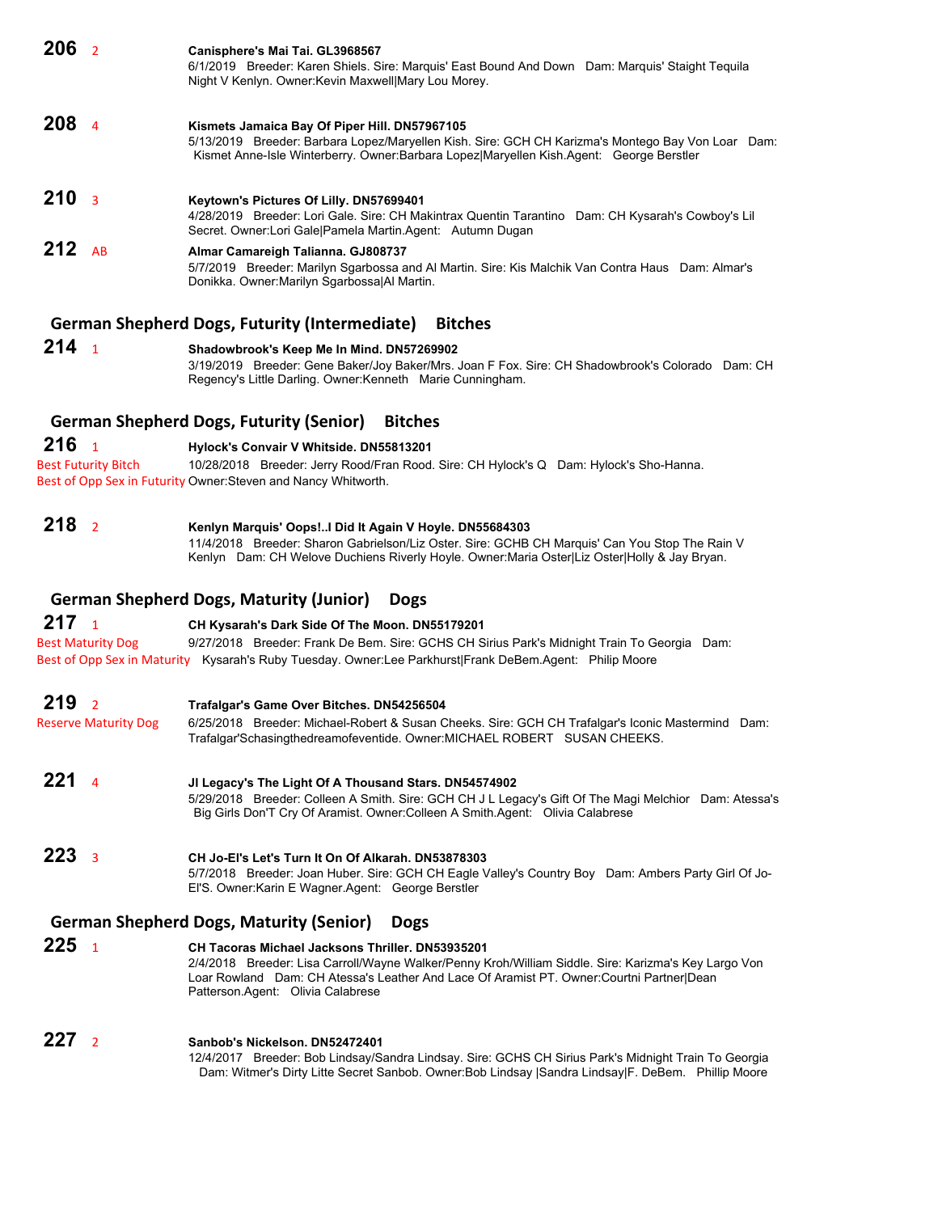**206** 2

**Canisphere's Mai Tai. GL3968567**
6/1/2019 Breeder: Karen Shiels. Sire: Marquis' East Bound And Down Dam: Marquis' Staight Tequila Night V Kenlyn. Owner:Kevin Maxwell|Mary Lou Morey.

**208** 4

**Kismets Jamaica Bay Of Piper Hill. DN57967105**
5/13/2019 Breeder: Barbara Lopez/Maryellen Kish. Sire: GCH CH Karizma's Montego Bay Von Loar Dam: Kismet Anne-Isle Winterberry. Owner:Barbara Lopez|Maryellen Kish.Agent: George Berstler

**210** 3

**Keytown's Pictures Of Lilly. DN57699401**
4/28/2019 Breeder: Lori Gale. Sire: CH Makintrax Quentin Tarantino Dam: CH Kysarah's Cowboy's Lil Secret. Owner:Lori Gale|Pamela Martin.Agent: Autumn Dugan

**212** AB

**Almar Camareigh Talianna. GJ808737**
5/7/2019 Breeder: Marilyn Sgarbossa and Al Martin. Sire: Kis Malchik Van Contra Haus Dam: Almar's Donikka. Owner:Marilyn Sgarbossa|Al Martin.

## German Shepherd Dogs, Futurity (Intermediate) Bitches

**214** 1

**Shadowbrook's Keep Me In Mind. DN57269902**
3/19/2019 Breeder: Gene Baker/Joy Baker/Mrs. Joan F Fox. Sire: CH Shadowbrook's Colorado Dam: CH Regency's Little Darling. Owner:Kenneth Marie Cunningham.

## German Shepherd Dogs, Futurity (Senior) Bitches

**216** 1
Best Futurity Bitch
Best of Opp Sex in Futurity

**Hylock's Convair V Whitside. DN55813201**
10/28/2018 Breeder: Jerry Rood/Fran Rood. Sire: CH Hylock's Q Dam: Hylock's Sho-Hanna. Owner:Steven and Nancy Whitworth.

**218** 2

**Kenlyn Marquis' Oops!..I Did It Again V Hoyle. DN55684303**
11/4/2018 Breeder: Sharon Gabrielson/Liz Oster. Sire: GCHB CH Marquis' Can You Stop The Rain V Kenlyn Dam: CH Welove Duchiens Riverly Hoyle. Owner:Maria Oster|Liz Oster|Holly & Jay Bryan.

## German Shepherd Dogs, Maturity (Junior) Dogs

**217** 1
Best Maturity Dog
Best of Opp Sex in Maturity

**CH Kysarah's Dark Side Of The Moon. DN55179201**
9/27/2018 Breeder: Frank De Bem. Sire: GCHS CH Sirius Park's Midnight Train To Georgia Dam: Kysarah's Ruby Tuesday. Owner:Lee Parkhurst|Frank DeBem.Agent: Philip Moore

**219** 2
Reserve Maturity Dog

**Trafalgar's Game Over Bitches. DN54256504**
6/25/2018 Breeder: Michael-Robert & Susan Cheeks. Sire: GCH CH Trafalgar's Iconic Mastermind Dam: Trafalgar'Schasingthedreamofeventide. Owner:MICHAEL ROBERT SUSAN CHEEKS.

**221** 4

**Jl Legacy's The Light Of A Thousand Stars. DN54574902**
5/29/2018 Breeder: Colleen A Smith. Sire: GCH CH J L Legacy's Gift Of The Magi Melchior Dam: Atessa's Big Girls Don'T Cry Of Aramist. Owner:Colleen A Smith.Agent: Olivia Calabrese

**223** 3

**CH Jo-El's Let's Turn It On Of Alkarah. DN53878303**
5/7/2018 Breeder: Joan Huber. Sire: GCH CH Eagle Valley's Country Boy Dam: Ambers Party Girl Of Jo-El'S. Owner:Karin E Wagner.Agent: George Berstler

## German Shepherd Dogs, Maturity (Senior) Dogs

**225** 1

**CH Tacoras Michael Jacksons Thriller. DN53935201**
2/4/2018 Breeder: Lisa Carroll/Wayne Walker/Penny Kroh/William Siddle. Sire: Karizma's Key Largo Von Loar Rowland Dam: CH Atessa's Leather And Lace Of Aramist PT. Owner:Courtni Partner|Dean Patterson.Agent: Olivia Calabrese

**227** 2

**Sanbob's Nickelson. DN52472401**
12/4/2017 Breeder: Bob Lindsay/Sandra Lindsay. Sire: GCHS CH Sirius Park's Midnight Train To Georgia Dam: Witmer's Dirty Litte Secret Sanbob. Owner:Bob Lindsay |Sandra Lindsay|F. DeBem. Phillip Moore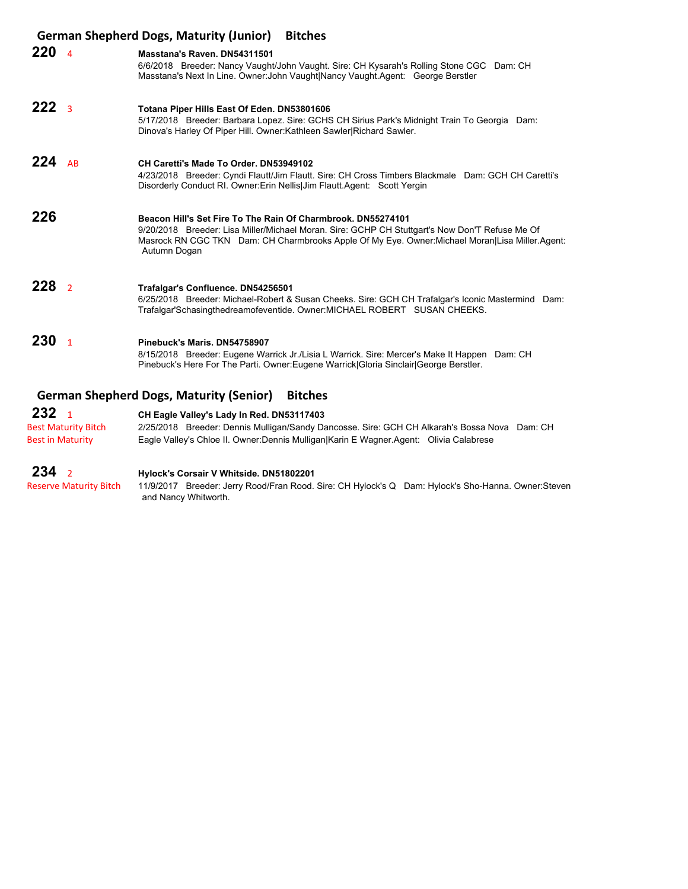## German Shepherd Dogs, Maturity (Junior) Bitches

**220** 4

**Masstana's Raven. DN54311501**
6/6/2018 Breeder: Nancy Vaught/John Vaught. Sire: CH Kysarah's Rolling Stone CGC Dam: CH Masstana's Next In Line. Owner:John Vaught|Nancy Vaught.Agent: George Berstler

**222** 3

**Totana Piper Hills East Of Eden. DN53801606**
5/17/2018 Breeder: Barbara Lopez. Sire: GCHS CH Sirius Park's Midnight Train To Georgia Dam: Dinova's Harley Of Piper Hill. Owner:Kathleen Sawler|Richard Sawler.

**224** AB

**CH Caretti's Made To Order. DN53949102**
4/23/2018 Breeder: Cyndi Flautt/Jim Flautt. Sire: CH Cross Timbers Blackmale Dam: GCH CH Caretti's Disorderly Conduct RI. Owner:Erin Nellis|Jim Flautt.Agent: Scott Yergin

**226**

**Beacon Hill's Set Fire To The Rain Of Charmbrook. DN55274101**
9/20/2018 Breeder: Lisa Miller/Michael Moran. Sire: GCHP CH Stuttgart's Now Don'T Refuse Me Of Masrock RN CGC TKN Dam: CH Charmbrooks Apple Of My Eye. Owner:Michael Moran|Lisa Miller.Agent: Autumn Dogan

**228** 2

**Trafalgar's Confluence. DN54256501**
6/25/2018 Breeder: Michael-Robert & Susan Cheeks. Sire: GCH CH Trafalgar's Iconic Mastermind Dam: Trafalgar'Schasingthedreamofeventide. Owner:MICHAEL ROBERT SUSAN CHEEKS.

**230** 1

**Pinebuck's Maris. DN54758907**
8/15/2018 Breeder: Eugene Warrick Jr./Lisia L Warrick. Sire: Mercer's Make It Happen Dam: CH Pinebuck's Here For The Parti. Owner:Eugene Warrick|Gloria Sinclair|George Berstler.

## German Shepherd Dogs, Maturity (Senior) Bitches

**232** 1
Best Maturity Bitch
Best in Maturity

**CH Eagle Valley's Lady In Red. DN53117403**
2/25/2018 Breeder: Dennis Mulligan/Sandy Dancosse. Sire: GCH CH Alkarah's Bossa Nova Dam: CH Eagle Valley's Chloe II. Owner:Dennis Mulligan|Karin E Wagner.Agent: Olivia Calabrese

**234** 2
Reserve Maturity Bitch

**Hylock's Corsair V Whitside. DN51802201**
11/9/2017 Breeder: Jerry Rood/Fran Rood. Sire: CH Hylock's Q Dam: Hylock's Sho-Hanna. Owner:Steven and Nancy Whitworth.